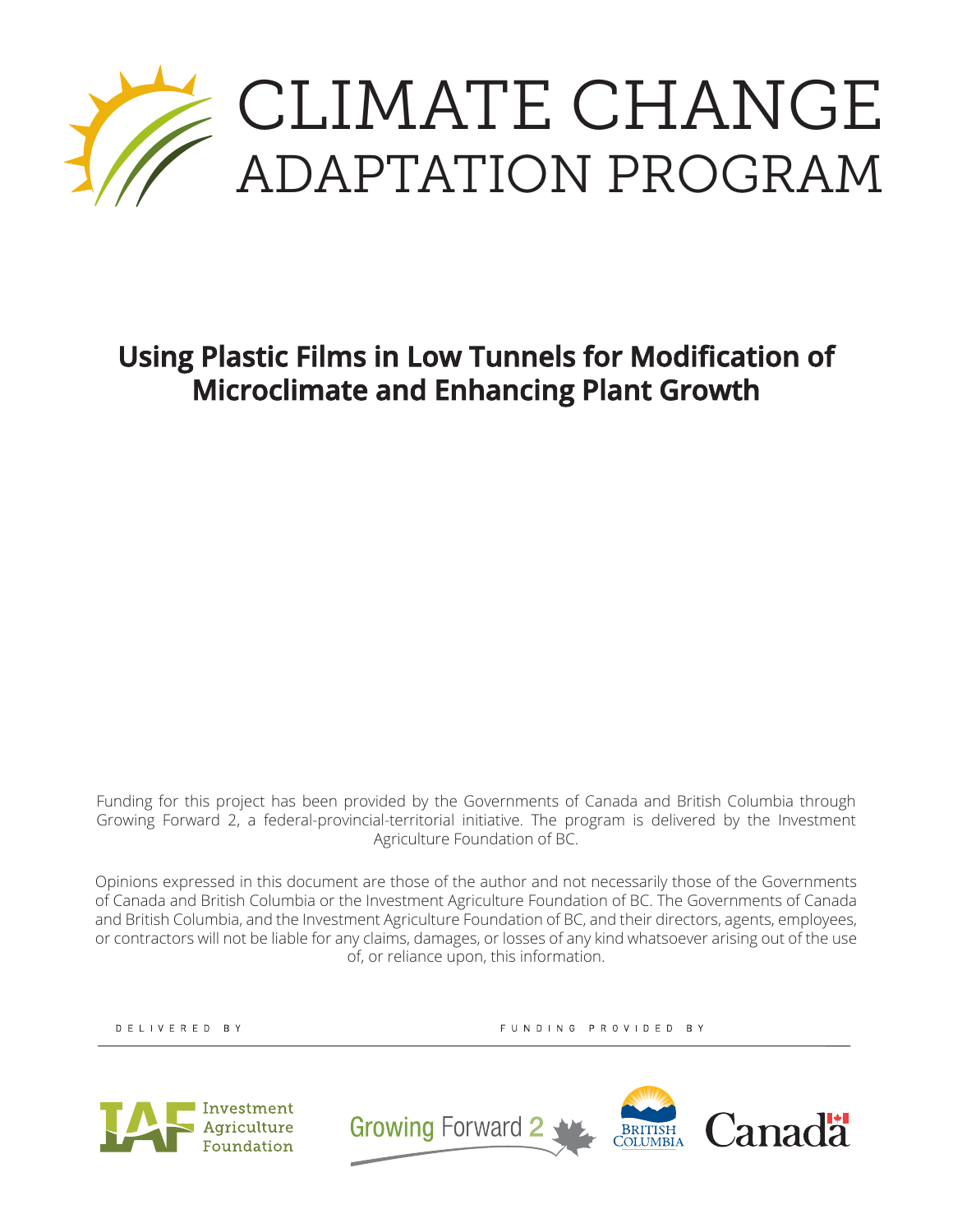# CLIMATE CHANGE ADAPTATION PROGRAM

## Using Plastic Films in Low Tunnels for Modification of Microclimate and Enhancing Plant Growth

Funding for this project has been provided by the Governments of Canada and British Columbia through Growing Forward 2, a federal-provincial-territorial initiative. The program is delivered by the Investment Agriculture Foundation of BC.

Opinions expressed in this document are those of the author and not necessarily those of the Governments of Canada and British Columbia or the Investment Agriculture Foundation of BC. The Governments of Canada and British Columbia, and the Investment Agriculture Foundation of BC, and their directors, agents, employees, or contractors will not be liable for any claims, damages, or losses of any kind whatsoever arising out of the use of, or reliance upon, this information.

DELIVERED BY

Investment Agriculture Foundation

FUNDING PROVIDED BY

Growing Forward 2

British Columbia

Canada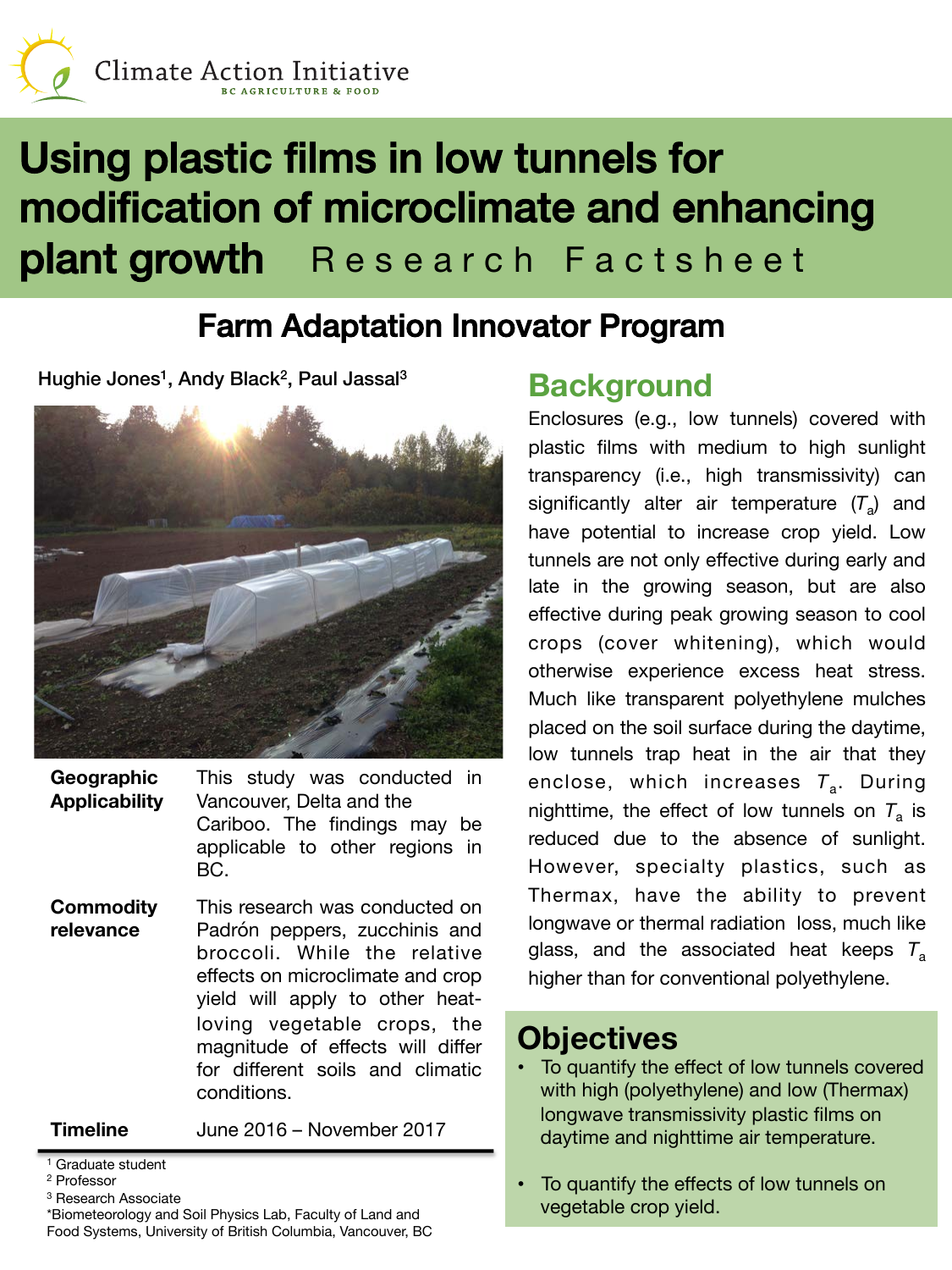Climate Action Initiative
BC AGRICULTURE & FOOD

# Using plastic films in low tunnels for modification of microclimate and enhancing plant growth Research Factsheet

## Farm Adaptation Innovator Program

Hughie Jones[1], Andy Black[2], Paul Jassal[3]

**Geographic Applicability** — This study was conducted in Vancouver, Delta and the Cariboo. The findings may be applicable to other regions in BC.

**Commodity relevance** — This research was conducted on Padrón peppers, zucchinis and broccoli. While the relative effects on microclimate and crop yield will apply to other heat-loving vegetable crops, the magnitude of effects will differ for different soils and climatic conditions.

**Timeline** — June 2016 – November 2017

[1] Graduate student
[2] Professor
[3] Research Associate
*Biometeorology and Soil Physics Lab, Faculty of Land and Food Systems, University of British Columbia, Vancouver, BC

## Background

Enclosures (e.g., low tunnels) covered with plastic films with medium to high sunlight transparency (i.e., high transmissivity) can significantly alter air temperature ($T_a$) and have potential to increase crop yield. Low tunnels are not only effective during early and late in the growing season, but are also effective during peak growing season to cool crops (cover whitening), which would otherwise experience excess heat stress. Much like transparent polyethylene mulches placed on the soil surface during the daytime, low tunnels trap heat in the air that they enclose, which increases $T_a$. During nighttime, the effect of low tunnels on $T_a$ is reduced due to the absence of sunlight. However, specialty plastics, such as Thermax, have the ability to prevent longwave or thermal radiation loss, much like glass, and the associated heat keeps $T_a$ higher than for conventional polyethylene.

## Objectives

- To quantify the effect of low tunnels covered with high (polyethylene) and low (Thermax) longwave transmissivity plastic films on daytime and nighttime air temperature.
- To quantify the effects of low tunnels on vegetable crop yield.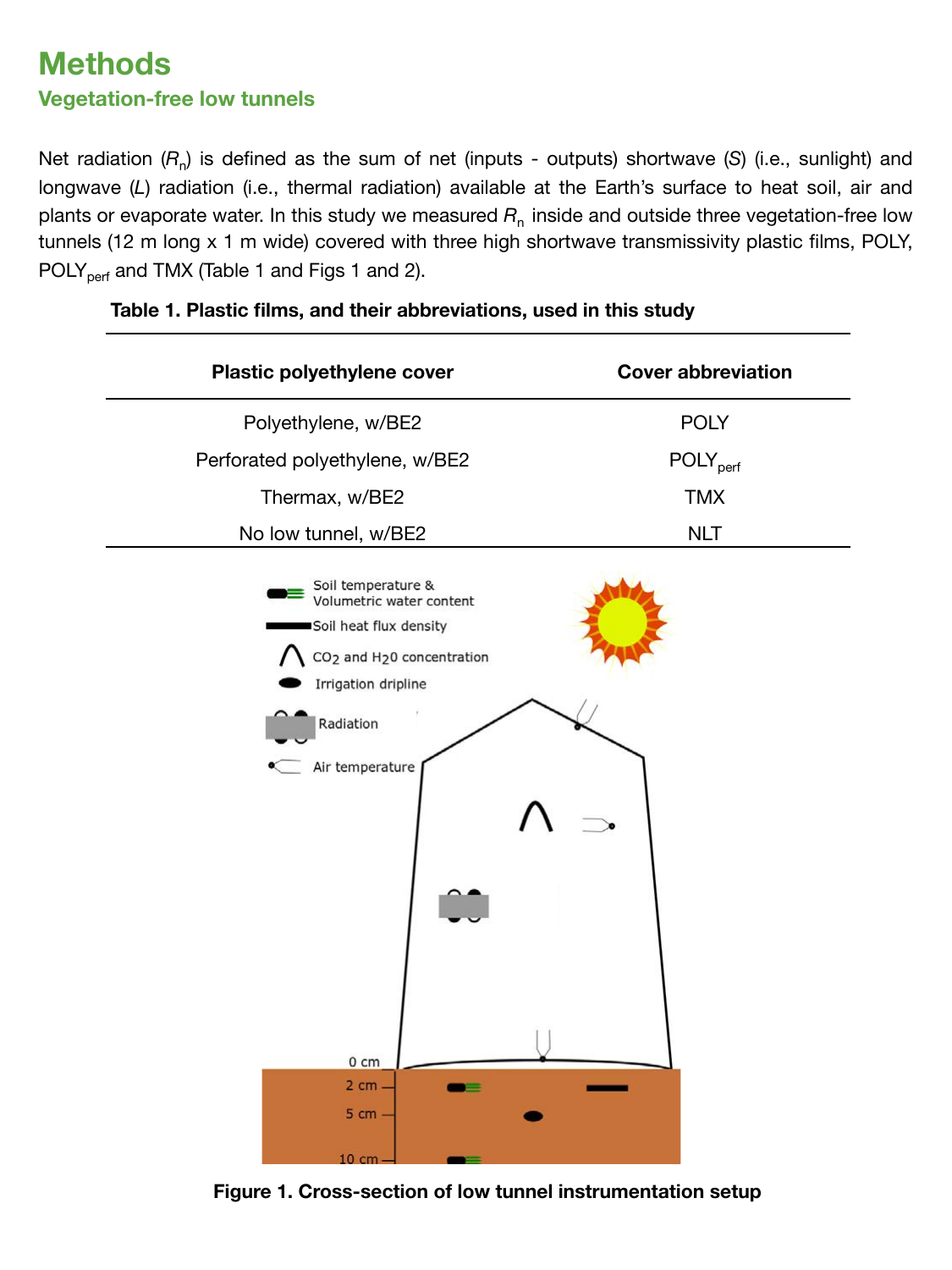# Methods

## Vegetation-free low tunnels

Net radiation ($R_n$) is defined as the sum of net (inputs - outputs) shortwave ($S$) (i.e., sunlight) and longwave ($L$) radiation (i.e., thermal radiation) available at the Earth's surface to heat soil, air and plants or evaporate water. In this study we measured $R_n$ inside and outside three vegetation-free low tunnels (12 m long x 1 m wide) covered with three high shortwave transmissivity plastic films, POLY, $POLY_{perf}$ and TMX (Table 1 and Figs 1 and 2).

**Table 1. Plastic films, and their abbreviations, used in this study**

| Plastic polyethylene cover | Cover abbreviation |
|---|---|
| Polyethylene, w/BE2 | POLY |
| Perforated polyethylene, w/BE2 | $POLY_{perf}$ |
| Thermax, w/BE2 | TMX |
| No low tunnel, w/BE2 | NLT |

**Figure 1. Cross-section of low tunnel instrumentation setup**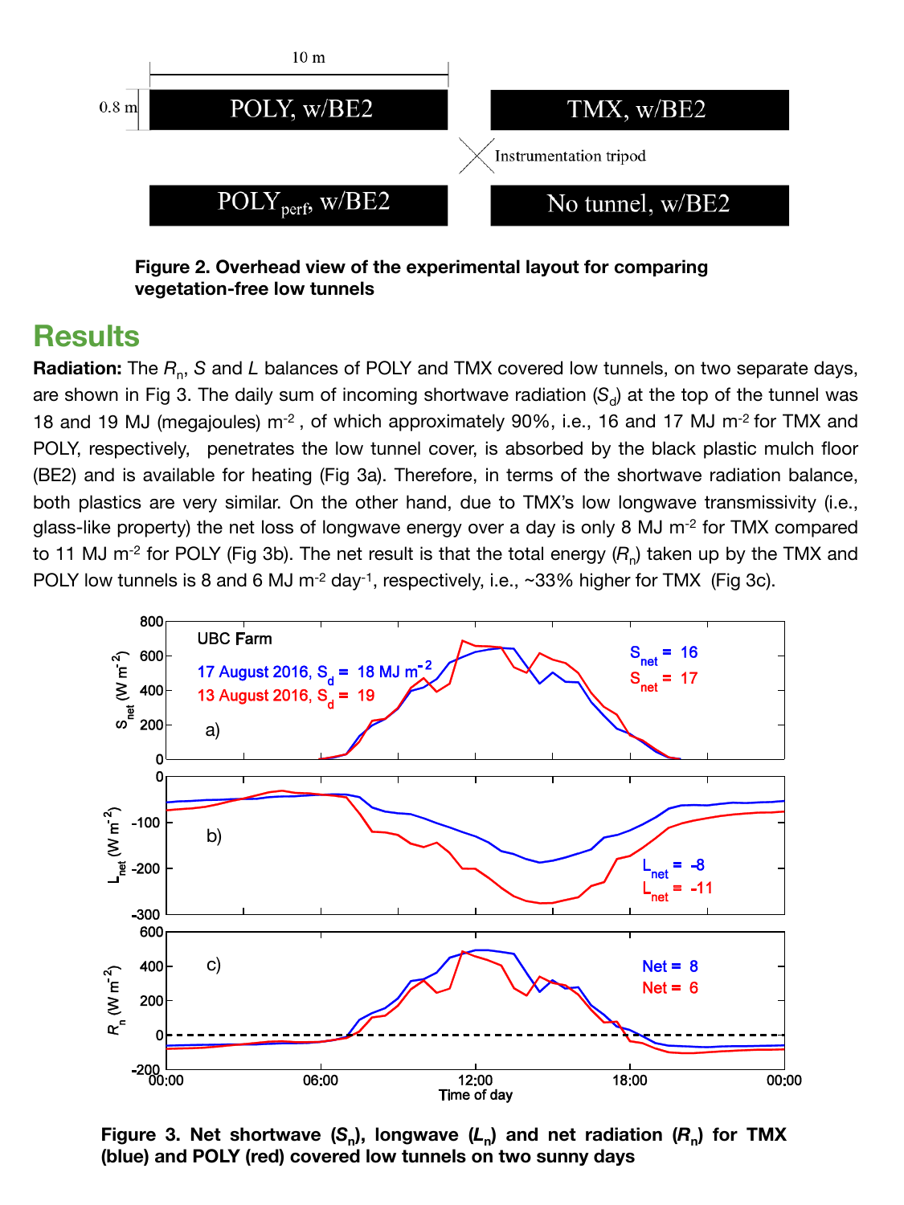**Figure 2. Overhead view of the experimental layout for comparing vegetation-free low tunnels**

## Results

**Radiation:** The $R_n$, $S$ and $L$ balances of POLY and TMX covered low tunnels, on two separate days, are shown in Fig 3. The daily sum of incoming shortwave radiation ($S_d$) at the top of the tunnel was 18 and 19 MJ (megajoules) m$^{-2}$ , of which approximately 90%, i.e., 16 and 17 MJ m$^{-2}$ for TMX and POLY, respectively, penetrates the low tunnel cover, is absorbed by the black plastic mulch floor (BE2) and is available for heating (Fig 3a). Therefore, in terms of the shortwave radiation balance, both plastics are very similar. On the other hand, due to TMX's low longwave transmissivity (i.e., glass-like property) the net loss of longwave energy over a day is only 8 MJ m$^{-2}$ for TMX compared to 11 MJ m$^{-2}$ for POLY (Fig 3b). The net result is that the total energy ($R_n$) taken up by the TMX and POLY low tunnels is 8 and 6 MJ m$^{-2}$ day$^{-1}$, respectively, i.e., ~33% higher for TMX (Fig 3c).

**Figure 3. Net shortwave ($S_n$), longwave ($L_n$) and net radiation ($R_n$) for TMX (blue) and POLY (red) covered low tunnels on two sunny days**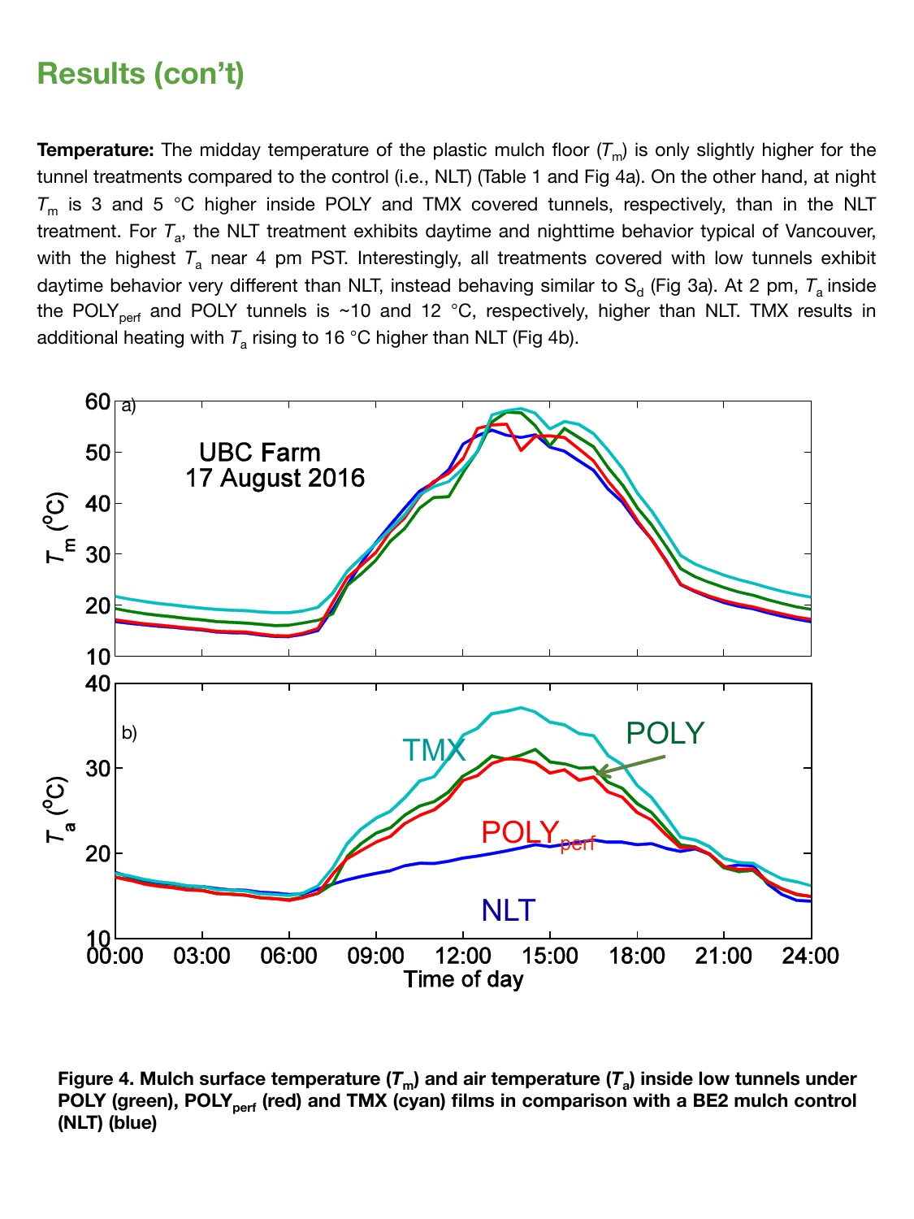## Results (con't)

**Temperature:** The midday temperature of the plastic mulch floor ($T_m$) is only slightly higher for the tunnel treatments compared to the control (i.e., NLT) (Table 1 and Fig 4a). On the other hand, at night $T_m$ is 3 and 5 °C higher inside POLY and TMX covered tunnels, respectively, than in the NLT treatment. For $T_a$, the NLT treatment exhibits daytime and nighttime behavior typical of Vancouver, with the highest $T_a$ near 4 pm PST. Interestingly, all treatments covered with low tunnels exhibit daytime behavior very different than NLT, instead behaving similar to $S_d$ (Fig 3a). At 2 pm, $T_a$ inside the $POLY_{perf}$ and POLY tunnels is ~10 and 12 °C, respectively, higher than NLT. TMX results in additional heating with $T_a$ rising to 16 °C higher than NLT (Fig 4b).

**Figure 4. Mulch surface temperature ($T_m$) and air temperature ($T_a$) inside low tunnels under POLY (green), $POLY_{perf}$ (red) and TMX (cyan) films in comparison with a BE2 mulch control (NLT) (blue)**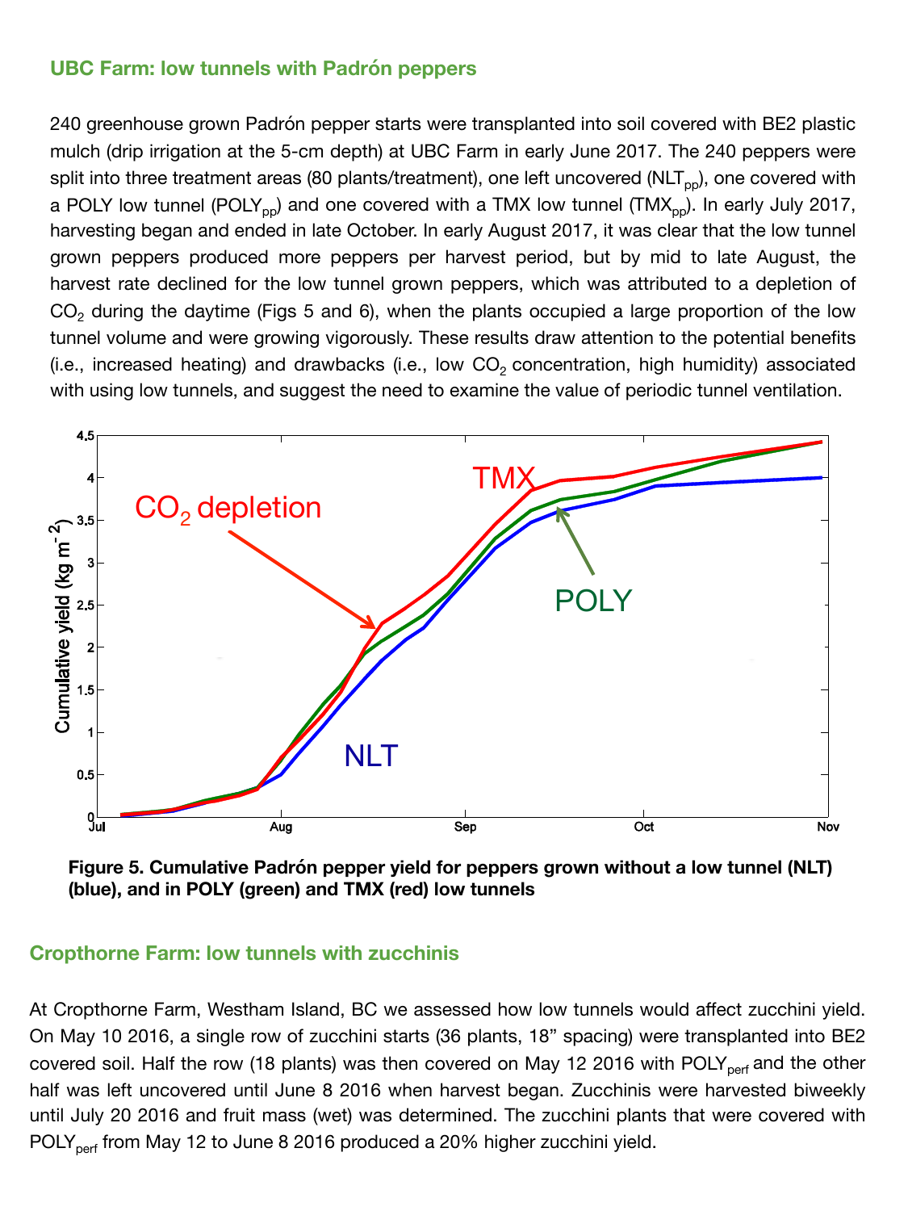## UBC Farm: low tunnels with Padrón peppers

240 greenhouse grown Padrón pepper starts were transplanted into soil covered with BE2 plastic mulch (drip irrigation at the 5-cm depth) at UBC Farm in early June 2017. The 240 peppers were split into three treatment areas (80 plants/treatment), one left uncovered ($NLT_{pp}$), one covered with a POLY low tunnel ($POLY_{pp}$) and one covered with a TMX low tunnel ($TMX_{pp}$). In early July 2017, harvesting began and ended in late October. In early August 2017, it was clear that the low tunnel grown peppers produced more peppers per harvest period, but by mid to late August, the harvest rate declined for the low tunnel grown peppers, which was attributed to a depletion of $CO_2$ during the daytime (Figs 5 and 6), when the plants occupied a large proportion of the low tunnel volume and were growing vigorously. These results draw attention to the potential benefits (i.e., increased heating) and drawbacks (i.e., low $CO_2$ concentration, high humidity) associated with using low tunnels, and suggest the need to examine the value of periodic tunnel ventilation.

**Figure 5. Cumulative Padrón pepper yield for peppers grown without a low tunnel (NLT) (blue), and in POLY (green) and TMX (red) low tunnels**

## Cropthorne Farm: low tunnels with zucchinis

At Cropthorne Farm, Westham Island, BC we assessed how low tunnels would affect zucchini yield. On May 10 2016, a single row of zucchini starts (36 plants, 18" spacing) were transplanted into BE2 covered soil. Half the row (18 plants) was then covered on May 12 2016 with $POLY_{perf}$ and the other half was left uncovered until June 8 2016 when harvest began. Zucchinis were harvested biweekly until July 20 2016 and fruit mass (wet) was determined. The zucchini plants that were covered with $POLY_{perf}$ from May 12 to June 8 2016 produced a 20% higher zucchini yield.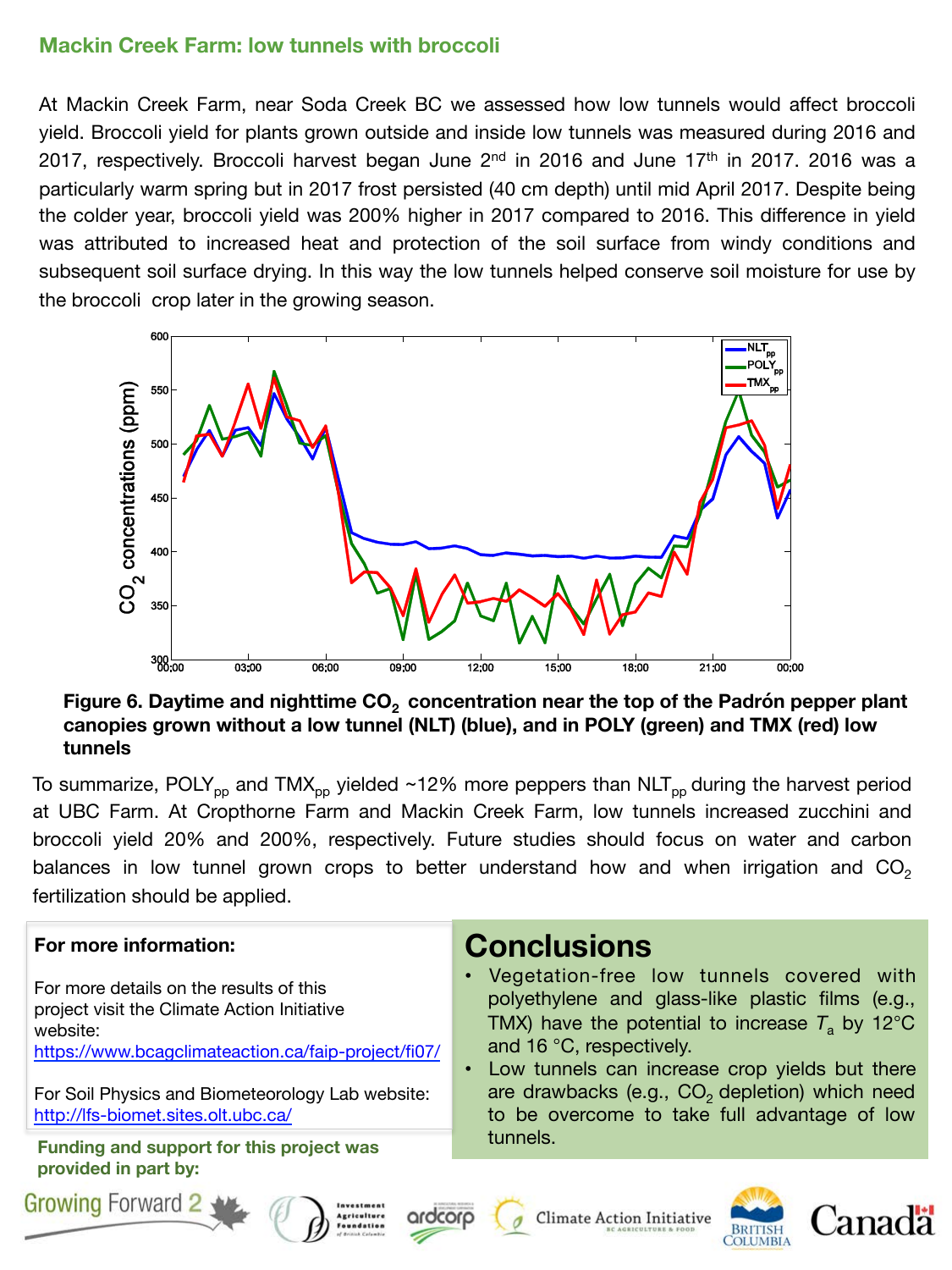## Mackin Creek Farm: low tunnels with broccoli

At Mackin Creek Farm, near Soda Creek BC we assessed how low tunnels would affect broccoli yield. Broccoli yield for plants grown outside and inside low tunnels was measured during 2016 and 2017, respectively. Broccoli harvest began June 2nd in 2016 and June 17th in 2017. 2016 was a particularly warm spring but in 2017 frost persisted (40 cm depth) until mid April 2017. Despite being the colder year, broccoli yield was 200% higher in 2017 compared to 2016. This difference in yield was attributed to increased heat and protection of the soil surface from windy conditions and subsequent soil surface drying. In this way the low tunnels helped conserve soil moisture for use by the broccoli crop later in the growing season.

$CO_2$ concentrations (ppm)

600
550
500
450
400
350
300

00:00
03:00
06:00
09:00
12:00
15:00
18:00
21:00
00:00

$NLT_{pp}$
$POLY_{pp}$
$TMX_{pp}$

**Figure 6. Daytime and nighttime $CO_2$ concentration near the top of the Padrón pepper plant canopies grown without a low tunnel (NLT) (blue), and in POLY (green) and TMX (red) low tunnels**

To summarize, $POLY_{pp}$ and $TMX_{pp}$ yielded ~12% more peppers than $NLT_{pp}$ during the harvest period at UBC Farm. At Cropthorne Farm and Mackin Creek Farm, low tunnels increased zucchini and broccoli yield 20% and 200%, respectively. Future studies should focus on water and carbon balances in low tunnel grown crops to better understand how and when irrigation and $CO_2$ fertilization should be applied.

**For more information:**

For more details on the results of this project visit the Climate Action Initiative website:
https://www.bcagclimateaction.ca/faip-project/fi07/

For Soil Physics and Biometeorology Lab website:
http://lfs-biomet.sites.olt.ubc.ca/

# Conclusions

- Vegetation-free low tunnels covered with polyethylene and glass-like plastic films (e.g., TMX) have the potential to increase $T_a$ by 12°C and 16 °C, respectively.
- Low tunnels can increase crop yields but there are drawbacks (e.g., $CO_2$ depletion) which need to be overcome to take full advantage of low tunnels.

**Funding and support for this project was provided in part by:**

Growing Forward 2
Investment Agriculture Foundation of British Columbia
ardcorp
Climate Action Initiative BC Agriculture & Food
British Columbia
Canada